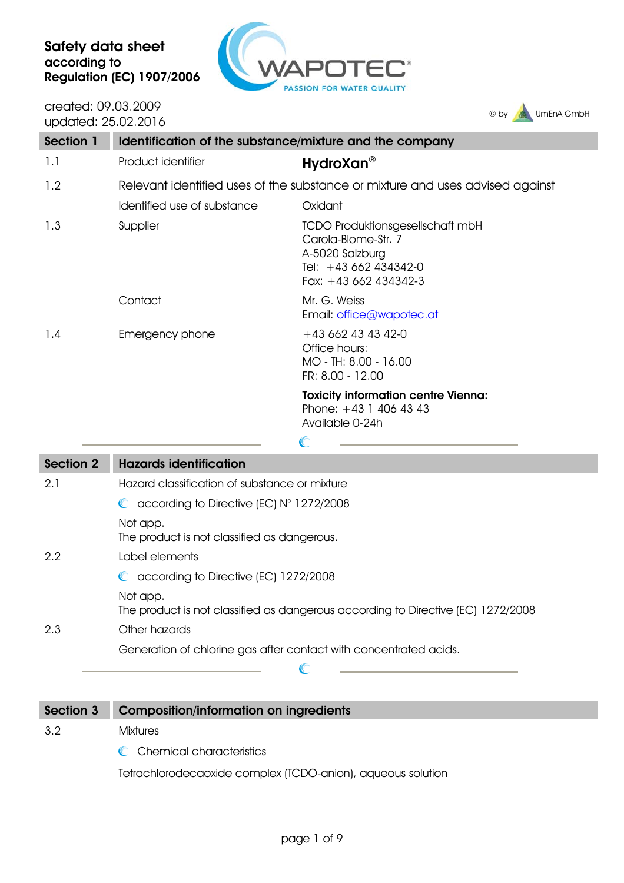**Safety data sheet**
**according to**
**Regulation (EC) 1907/2006**

created: 09.03.2009
updated: 25.02.2016

© by UmEnA GmbH

## Section 1 Identification of the substance/mixture and the company

| | | |
|---|---|---|
| 1.1 | Product identifier | **HydroXan®** |
| 1.2 | Relevant identified uses of the substance or mixture and uses advised against | |
| | Identified use of substance | Oxidant |
| 1.3 | Supplier | TCDO Produktionsgesellschaft mbH<br>Carola-Blome-Str. 7<br>A-5020 Salzburg<br>Tel: +43 662 434342-0<br>Fax: +43 662 434342-3 |
| | Contact | Mr. G. Weiss<br>Email: office@wapotec.at |
| 1.4 | Emergency phone | +43 662 43 43 42-0<br>Office hours:<br>MO - TH: 8.00 - 16.00<br>FR: 8.00 - 12.00<br><br>**Toxicity information centre Vienna:**<br>Phone: +43 1 406 43 43<br>Available 0-24h |

## Section 2 Hazards identification

2.1 Hazard classification of substance or mixture

according to Directive (EC) N° 1272/2008

Not app.
The product is not classified as dangerous.

2.2 Label elements

according to Directive (EC) 1272/2008

Not app.
The product is not classified as dangerous according to Directive (EC) 1272/2008

2.3 Other hazards

Generation of chlorine gas after contact with concentrated acids.

## Section 3 Composition/information on ingredients

3.2 Mixtures

Chemical characteristics

Tetrachlorodecaoxide complex (TCDO-anion), aqueous solution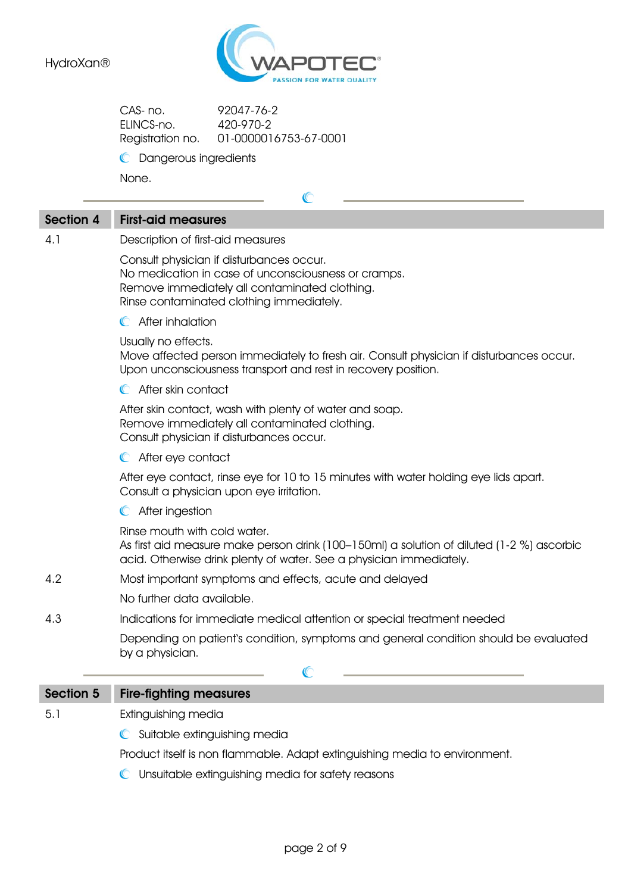CAS- no. 92047-76-2
ELINCS-no. 420-970-2
Registration no. 01-0000016753-67-0001

### Dangerous ingredients

None.

## Section 4 First-aid measures

**4.1** Description of first-aid measures

Consult physician if disturbances occur.
No medication in case of unconsciousness or cramps.
Remove immediately all contaminated clothing.
Rinse contaminated clothing immediately.

### After inhalation

Usually no effects.
Move affected person immediately to fresh air. Consult physician if disturbances occur.
Upon unconsciousness transport and rest in recovery position.

### After skin contact

After skin contact, wash with plenty of water and soap.
Remove immediately all contaminated clothing.
Consult physician if disturbances occur.

### After eye contact

After eye contact, rinse eye for 10 to 15 minutes with water holding eye lids apart.
Consult a physician upon eye irritation.

### After ingestion

Rinse mouth with cold water.
As first aid measure make person drink (100–150ml) a solution of diluted (1-2 %) ascorbic acid. Otherwise drink plenty of water. See a physician immediately.

**4.2** Most important symptoms and effects, acute and delayed

No further data available.

**4.3** Indications for immediate medical attention or special treatment needed

Depending on patient's condition, symptoms and general condition should be evaluated by a physician.

## Section 5 Fire-fighting measures

**5.1** Extinguishing media

### Suitable extinguishing media

Product itself is non flammable. Adapt extinguishing media to environment.

### Unsuitable extinguishing media for safety reasons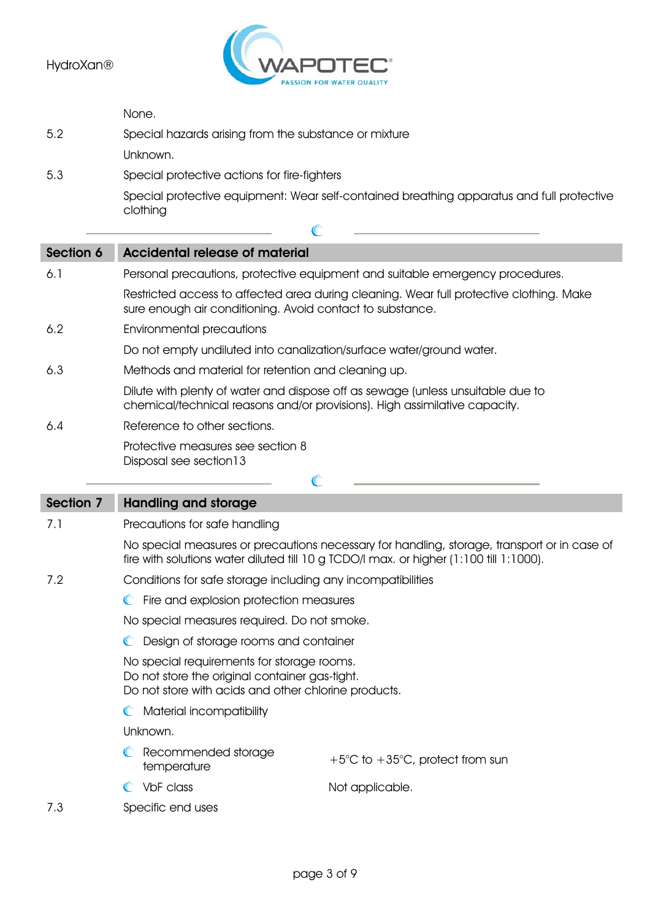None.

5.2 Special hazards arising from the substance or mixture

Unknown.

5.3 Special protective actions for fire-fighters

Special protective equipment: Wear self-contained breathing apparatus and full protective clothing

## Section 6 Accidental release of material

6.1 Personal precautions, protective equipment and suitable emergency procedures.

Restricted access to affected area during cleaning. Wear full protective clothing. Make sure enough air conditioning. Avoid contact to substance.

6.2 Environmental precautions

Do not empty undiluted into canalization/surface water/ground water.

6.3 Methods and material for retention and cleaning up.

Dilute with plenty of water and dispose off as sewage (unless unsuitable due to chemical/technical reasons and/or provisions). High assimilative capacity.

6.4 Reference to other sections.

Protective measures see section 8
Disposal see section13

## Section 7 Handling and storage

7.1 Precautions for safe handling

No special measures or precautions necessary for handling, storage, transport or in case of fire with solutions water diluted till 10 g TCDO/l max. or higher (1:100 till 1:1000).

7.2 Conditions for safe storage including any incompatibilities

- Fire and explosion protection measures

No special measures required. Do not smoke.

- Design of storage rooms and container

No special requirements for storage rooms.
Do not store the original container gas-tight.
Do not store with acids and other chlorine products.

- Material incompatibility

Unknown.

- Recommended storage temperature: +5°C to +35°C, protect from sun
- VbF class: Not applicable.

7.3 Specific end uses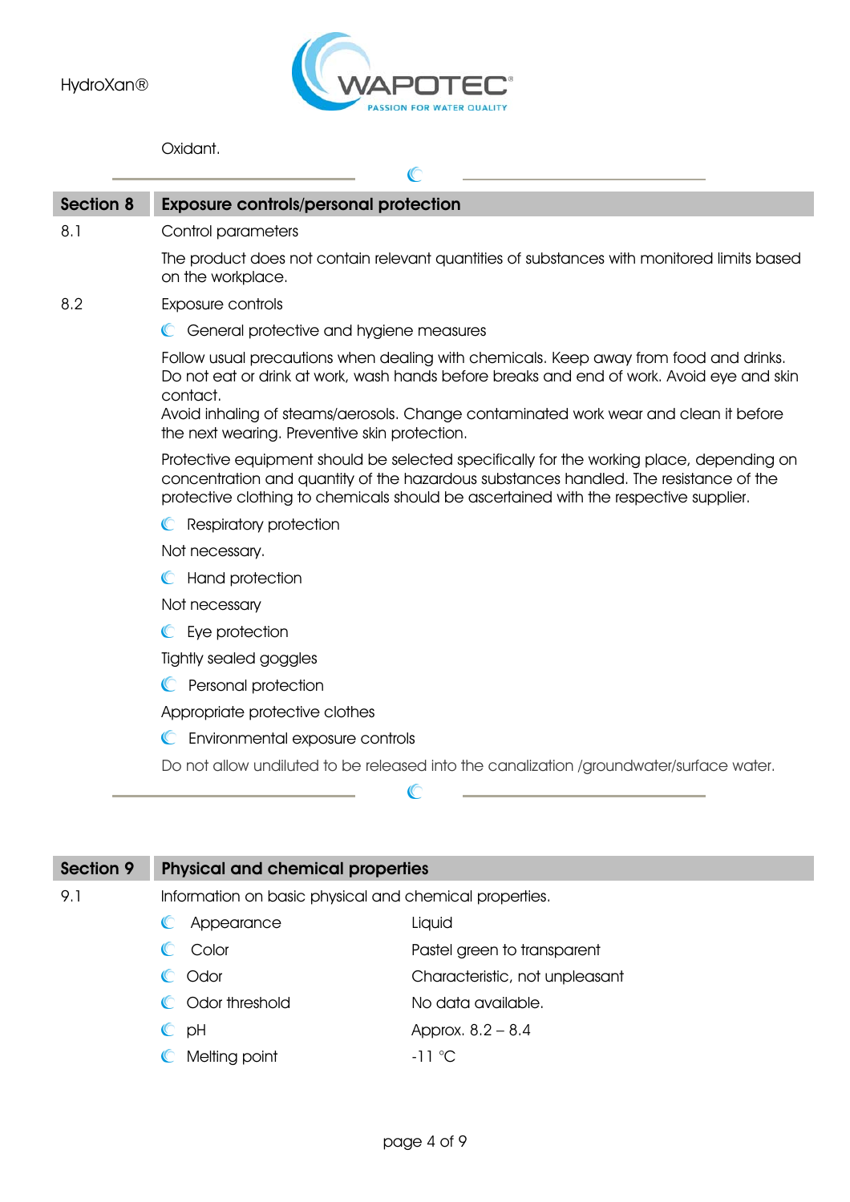Oxidant.

## Section 8 Exposure controls/personal protection

8.1 Control parameters

The product does not contain relevant quantities of substances with monitored limits based on the workplace.

8.2 Exposure controls

- General protective and hygiene measures

Follow usual precautions when dealing with chemicals. Keep away from food and drinks. Do not eat or drink at work, wash hands before breaks and end of work. Avoid eye and skin contact.
Avoid inhaling of steams/aerosols. Change contaminated work wear and clean it before the next wearing. Preventive skin protection.

Protective equipment should be selected specifically for the working place, depending on concentration and quantity of the hazardous substances handled. The resistance of the protective clothing to chemicals should be ascertained with the respective supplier.

- Respiratory protection

Not necessary.

- Hand protection

Not necessary

- Eye protection

Tightly sealed goggles

- Personal protection

Appropriate protective clothes

- Environmental exposure controls

Do not allow undiluted to be released into the canalization /groundwater/surface water.

## Section 9 Physical and chemical properties

9.1 Information on basic physical and chemical properties.

| Property | Value |
|---|---|
| Appearance | Liquid |
| Color | Pastel green to transparent |
| Odor | Characteristic, not unpleasant |
| Odor threshold | No data available. |
| pH | Approx. 8.2 – 8.4 |
| Melting point | -11 °C |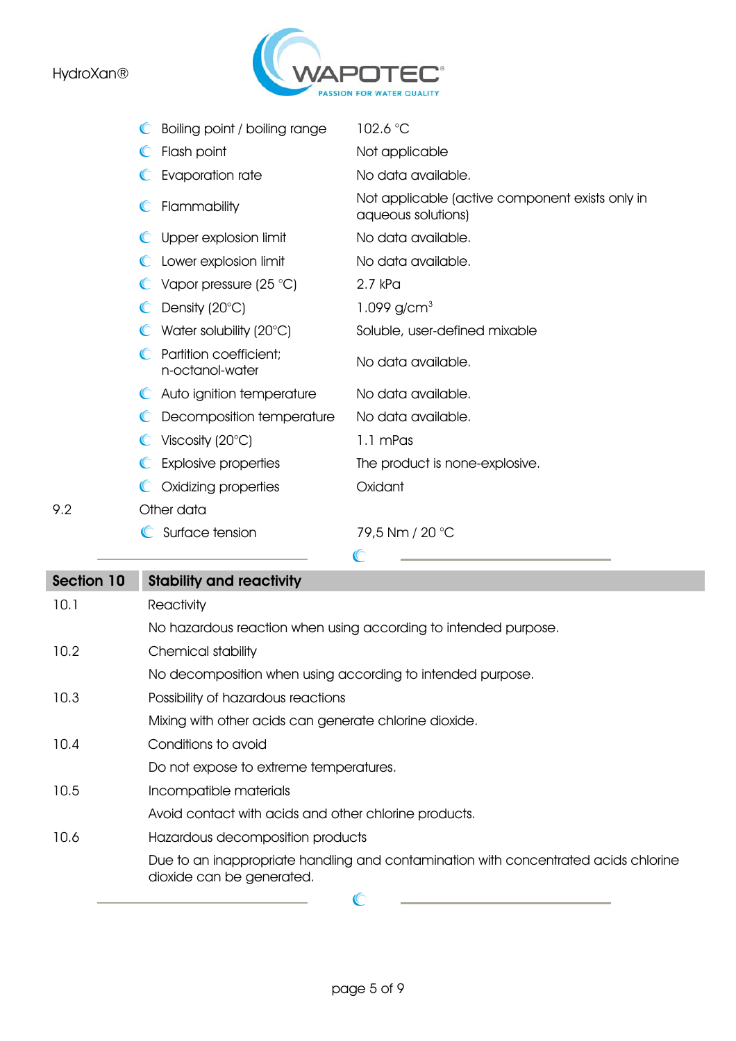| Property | Value |
|---|---|
| Boiling point / boiling range | 102.6 °C |
| Flash point | Not applicable |
| Evaporation rate | No data available. |
| Flammability | Not applicable (active component exists only in aqueous solutions) |
| Upper explosion limit | No data available. |
| Lower explosion limit | No data available. |
| Vapor pressure (25 °C) | 2.7 kPa |
| Density (20°C) | 1.099 g/cm$^3$ |
| Water solubility (20°C) | Soluble, user-defined mixable |
| Partition coefficient; n-octanol-water | No data available. |
| Auto ignition temperature | No data available. |
| Decomposition temperature | No data available. |
| Viscosity (20°C) | 1.1 mPas |
| Explosive properties | The product is none-explosive. |
| Oxidizing properties | Oxidant |

9.2 Other data

| Property | Value |
|---|---|
| Surface tension | 79,5 Nm / 20 °C |

## Section 10 Stability and reactivity

**10.1 Reactivity**

No hazardous reaction when using according to intended purpose.

**10.2 Chemical stability**

No decomposition when using according to intended purpose.

**10.3 Possibility of hazardous reactions**

Mixing with other acids can generate chlorine dioxide.

**10.4 Conditions to avoid**

Do not expose to extreme temperatures.

**10.5 Incompatible materials**

Avoid contact with acids and other chlorine products.

**10.6 Hazardous decomposition products**

Due to an inappropriate handling and contamination with concentrated acids chlorine dioxide can be generated.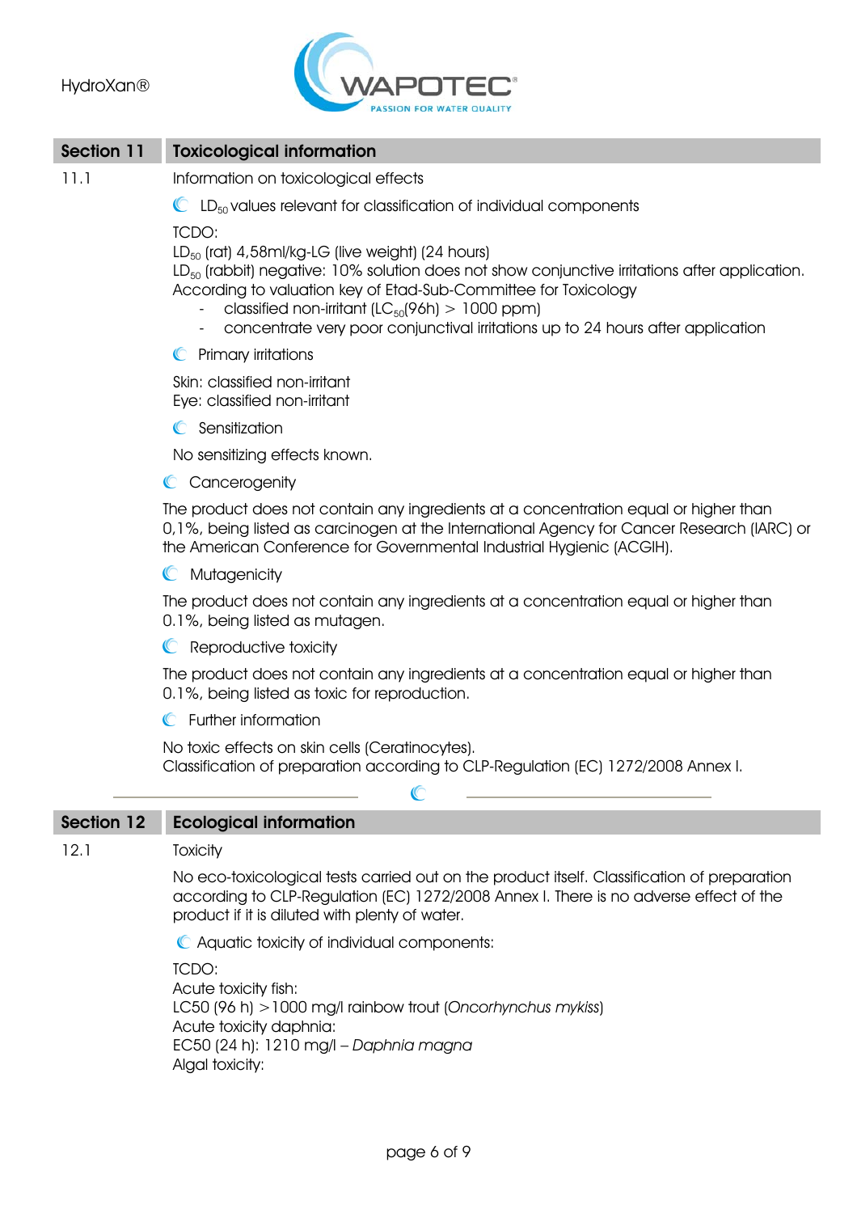## Section 11 Toxicological information

11.1 Information on toxicological effects

- $LD_{50}$ values relevant for classification of individual components

TCDO:
$LD_{50}$ (rat) 4,58ml/kg-LG (live weight) (24 hours)
$LD_{50}$ (rabbit) negative: 10% solution does not show conjunctive irritations after application.
According to valuation key of Etad-Sub-Committee for Toxicology

- classified non-irritant ($LC_{50}$(96h) > 1000 ppm)
- concentrate very poor conjunctival irritations up to 24 hours after application

- Primary irritations

Skin: classified non-irritant
Eye: classified non-irritant

- Sensitization

No sensitizing effects known.

- Cancerogenity

The product does not contain any ingredients at a concentration equal or higher than 0,1%, being listed as carcinogen at the International Agency for Cancer Research (IARC) or the American Conference for Governmental Industrial Hygienic (ACGIH).

- Mutagenicity

The product does not contain any ingredients at a concentration equal or higher than 0.1%, being listed as mutagen.

- Reproductive toxicity

The product does not contain any ingredients at a concentration equal or higher than 0.1%, being listed as toxic for reproduction.

- Further information

No toxic effects on skin cells (Ceratinocytes).
Classification of preparation according to CLP-Regulation (EC) 1272/2008 Annex I.

---

## Section 12 Ecological information

12.1 Toxicity

No eco-toxicological tests carried out on the product itself. Classification of preparation according to CLP-Regulation (EC) 1272/2008 Annex I. There is no adverse effect of the product if it is diluted with plenty of water.

- Aquatic toxicity of individual components:

TCDO:
Acute toxicity fish:
LC50 (96 h) >1000 mg/l rainbow trout (*Oncorhynchus mykiss*)
Acute toxicity daphnia:
EC50 (24 h): 1210 mg/l – *Daphnia magna*
Algal toxicity: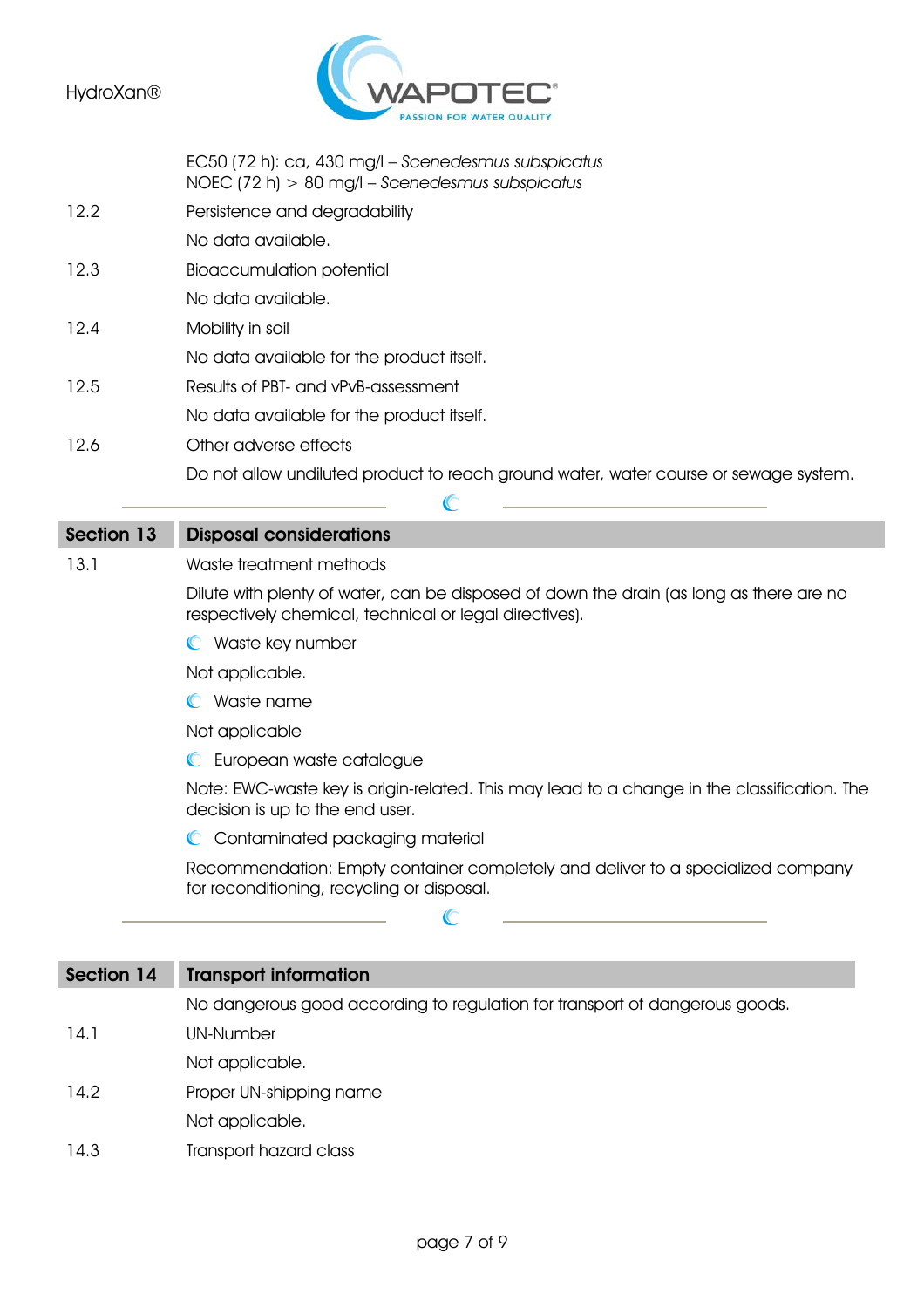EC50 (72 h): ca. 430 mg/l – *Scenedesmus subspicatus*
NOEC (72 h) > 80 mg/l – *Scenedesmus subspicatus*

12.2 Persistence and degradability

No data available.

12.3 Bioaccumulation potential

No data available.

12.4 Mobility in soil

No data available for the product itself.

12.5 Results of PBT- and vPvB-assessment

No data available for the product itself.

12.6 Other adverse effects

Do not allow undiluted product to reach ground water, water course or sewage system.

## Section 13 Disposal considerations

13.1 Waste treatment methods

Dilute with plenty of water, can be disposed of down the drain (as long as there are no respectively chemical, technical or legal directives).

- Waste key number

Not applicable.

- Waste name

Not applicable

- European waste catalogue

Note: EWC-waste key is origin-related. This may lead to a change in the classification. The decision is up to the end user.

- Contaminated packaging material

Recommendation: Empty container completely and deliver to a specialized company for reconditioning, recycling or disposal.

## Section 14 Transport information

No dangerous good according to regulation for transport of dangerous goods.

14.1 UN-Number

Not applicable.

14.2 Proper UN-shipping name

Not applicable.

14.3 Transport hazard class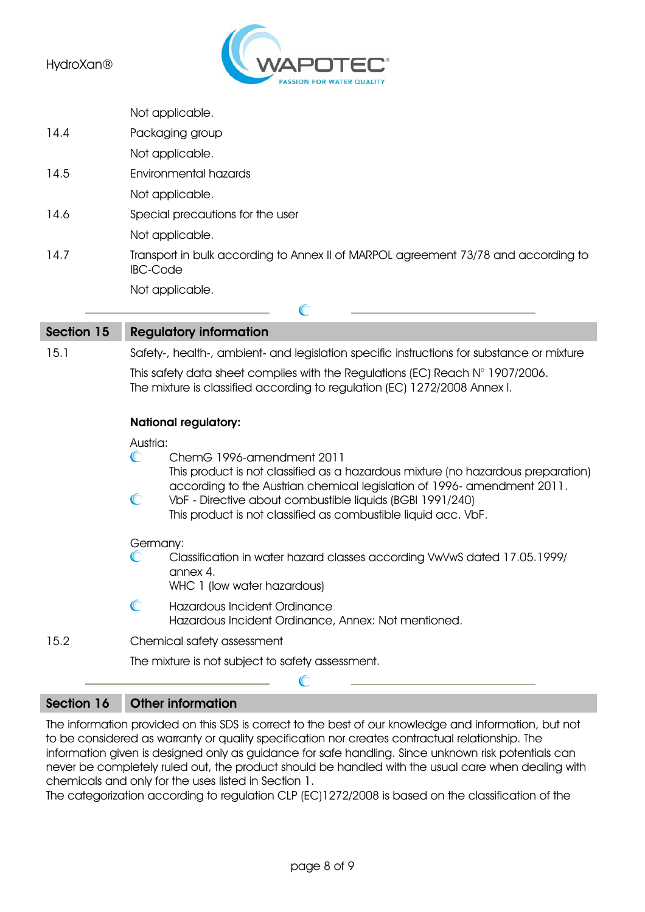Not applicable.

14.4 Packaging group

Not applicable.

14.5 Environmental hazards

Not applicable.

14.6 Special precautions for the user

Not applicable.

14.7 Transport in bulk according to Annex II of MARPOL agreement 73/78 and according to IBC-Code

Not applicable.

## Section 15 Regulatory information

15.1 Safety-, health-, ambient- and legislation specific instructions for substance or mixture

This safety data sheet complies with the Regulations (EC) Reach N° 1907/2006.
The mixture is classified according to regulation (EC) 1272/2008 Annex I.

**National regulatory:**

Austria:

- ChemG 1996-amendment 2011
  This product is not classified as a hazardous mixture (no hazardous preparation) according to the Austrian chemical legislation of 1996- amendment 2011.
- VbF - Directive about combustible liquids (BGBl 1991/240)
  This product is not classified as combustible liquid acc. VbF.

Germany:

- Classification in water hazard classes according VwVwS dated 17.05.1999/ annex 4.
  WHC 1 (low water hazardous)
- Hazardous Incident Ordinance
  Hazardous Incident Ordinance, Annex: Not mentioned.

15.2 Chemical safety assessment

The mixture is not subject to safety assessment.

## Section 16 Other information

The information provided on this SDS is correct to the best of our knowledge and information, but not to be considered as warranty or quality specification nor creates contractual relationship. The information given is designed only as guidance for safe handling. Since unknown risk potentials can never be completely ruled out, the product should be handled with the usual care when dealing with chemicals and only for the uses listed in Section 1.
The categorization according to regulation CLP (EC)1272/2008 is based on the classification of the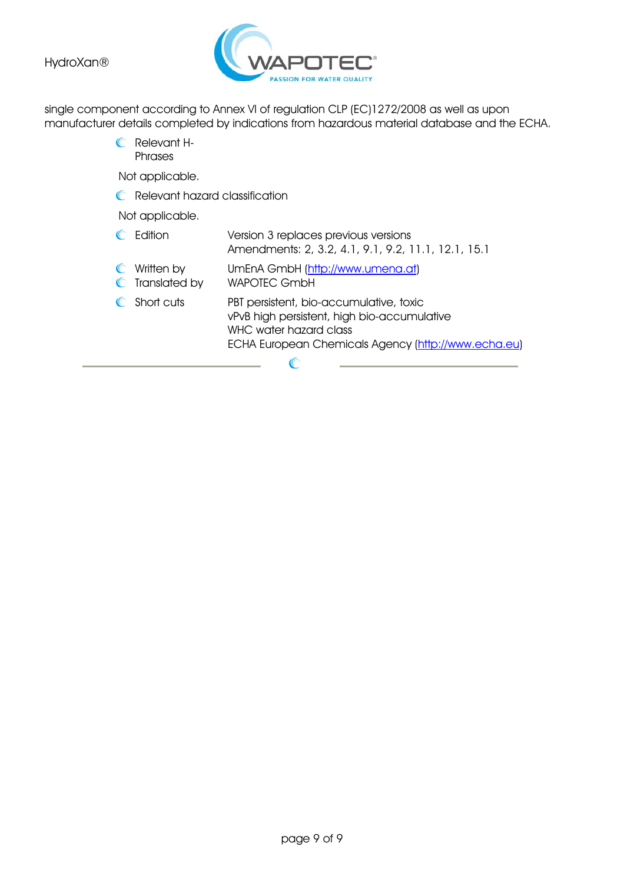single component according to Annex VI of regulation CLP (EC)1272/2008 as well as upon manufacturer details completed by indications from hazardous material database and the ECHA.

- Relevant H-Phrases

Not applicable.

- Relevant hazard classification

Not applicable.

| | |
|---|---|
| Edition | Version 3 replaces previous versions<br>Amendments: 2, 3.2, 4.1, 9.1, 9.2, 11.1, 12.1, 15.1 |
| Written by | UmEnA GmbH (http://www.umena.at) |
| Translated by | WAPOTEC GmbH |
| Short cuts | PBT persistent, bio-accumulative, toxic<br>vPvB high persistent, high bio-accumulative<br>WHC water hazard class<br>ECHA European Chemicals Agency (http://www.echa.eu) |